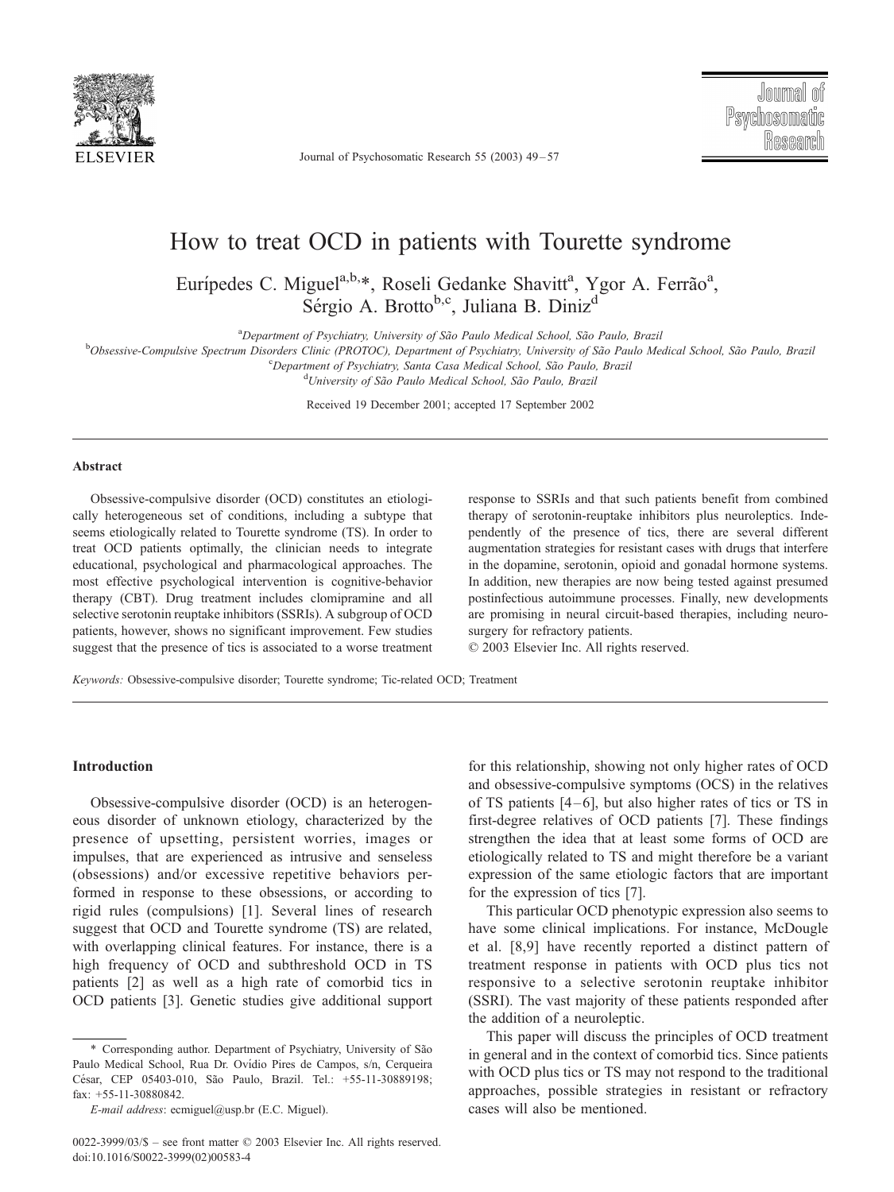# How to treat OCD in patients with Tourette syndrome

Eurípedes C. Miguel[a,b,*], Roseli Gedanke Shavitt[a], Ygor A. Ferrão[a], Sérgio A. Brotto[b,c], Juliana B. Diniz[d]

[a]Department of Psychiatry, University of São Paulo Medical School, São Paulo, Brazil
[b]Obsessive-Compulsive Spectrum Disorders Clinic (PROTOC), Department of Psychiatry, University of São Paulo Medical School, São Paulo, Brazil
[c]Department of Psychiatry, Santa Casa Medical School, São Paulo, Brazil
[d]University of São Paulo Medical School, São Paulo, Brazil

Received 19 December 2001; accepted 17 September 2002

## Abstract

Obsessive-compulsive disorder (OCD) constitutes an etiologically heterogeneous set of conditions, including a subtype that seems etiologically related to Tourette syndrome (TS). In order to treat OCD patients optimally, the clinician needs to integrate educational, psychological and pharmacological approaches. The most effective psychological intervention is cognitive-behavior therapy (CBT). Drug treatment includes clomipramine and all selective serotonin reuptake inhibitors (SSRIs). A subgroup of OCD patients, however, shows no significant improvement. Few studies suggest that the presence of tics is associated to a worse treatment response to SSRIs and that such patients benefit from combined therapy of serotonin-reuptake inhibitors plus neuroleptics. Independently of the presence of tics, there are several different augmentation strategies for resistant cases with drugs that interfere in the dopamine, serotonin, opioid and gonadal hormone systems. In addition, new therapies are now being tested against presumed postinfectious autoimmune processes. Finally, new developments are promising in neural circuit-based therapies, including neurosurgery for refractory patients.

© 2003 Elsevier Inc. All rights reserved.

*Keywords:* Obsessive-compulsive disorder; Tourette syndrome; Tic-related OCD; Treatment

## Introduction

Obsessive-compulsive disorder (OCD) is an heterogeneous disorder of unknown etiology, characterized by the presence of upsetting, persistent worries, images or impulses, that are experienced as intrusive and senseless (obsessions) and/or excessive repetitive behaviors performed in response to these obsessions, or according to rigid rules (compulsions) [1]. Several lines of research suggest that OCD and Tourette syndrome (TS) are related, with overlapping clinical features. For instance, there is a high frequency of OCD and subthreshold OCD in TS patients [2] as well as a high rate of comorbid tics in OCD patients [3]. Genetic studies give additional support for this relationship, showing not only higher rates of OCD and obsessive-compulsive symptoms (OCS) in the relatives of TS patients [4–6], but also higher rates of tics or TS in first-degree relatives of OCD patients [7]. These findings strengthen the idea that at least some forms of OCD are etiologically related to TS and might therefore be a variant expression of the same etiologic factors that are important for the expression of tics [7].

This particular OCD phenotypic expression also seems to have some clinical implications. For instance, McDougle et al. [8,9] have recently reported a distinct pattern of treatment response in patients with OCD plus tics not responsive to a selective serotonin reuptake inhibitor (SSRI). The vast majority of these patients responded after the addition of a neuroleptic.

This paper will discuss the principles of OCD treatment in general and in the context of comorbid tics. Since patients with OCD plus tics or TS may not respond to the traditional approaches, possible strategies in resistant or refractory cases will also be mentioned.

---

\* Corresponding author. Department of Psychiatry, University of São Paulo Medical School, Rua Dr. Ovídio Pires de Campos, s/n, Cerqueira César, CEP 05403-010, São Paulo, Brazil. Tel.: +55-11-30889198; fax: +55-11-30880842.

*E-mail address:* ecmiguel@usp.br (E.C. Miguel).

0022-3999/03/$ – see front matter © 2003 Elsevier Inc. All rights reserved.
doi:10.1016/S0022-3999(02)00583-4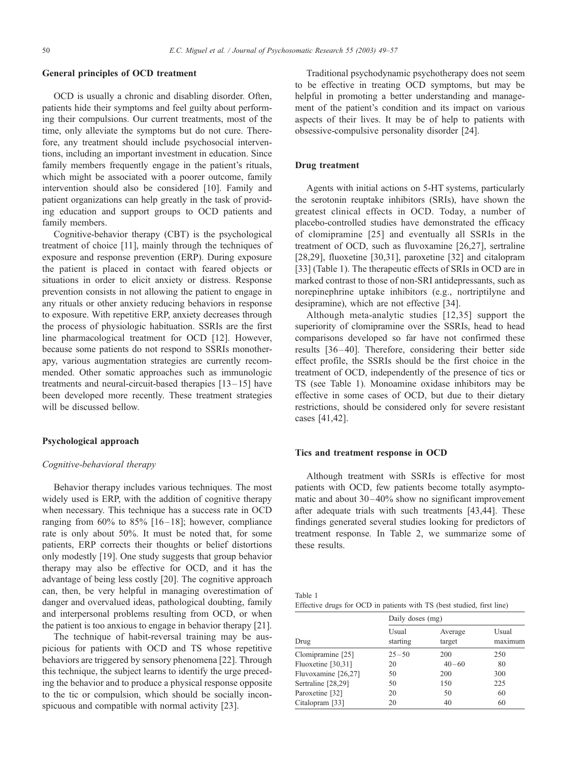## General principles of OCD treatment

OCD is usually a chronic and disabling disorder. Often, patients hide their symptoms and feel guilty about performing their compulsions. Our current treatments, most of the time, only alleviate the symptoms but do not cure. Therefore, any treatment should include psychosocial interventions, including an important investment in education. Since family members frequently engage in the patient's rituals, which might be associated with a poorer outcome, family intervention should also be considered [10]. Family and patient organizations can help greatly in the task of providing education and support groups to OCD patients and family members.

Cognitive-behavior therapy (CBT) is the psychological treatment of choice [11], mainly through the techniques of exposure and response prevention (ERP). During exposure the patient is placed in contact with feared objects or situations in order to elicit anxiety or distress. Response prevention consists in not allowing the patient to engage in any rituals or other anxiety reducing behaviors in response to exposure. With repetitive ERP, anxiety decreases through the process of physiologic habituation. SSRIs are the first line pharmacological treatment for OCD [12]. However, because some patients do not respond to SSRIs monotherapy, various augmentation strategies are currently recommended. Other somatic approaches such as immunologic treatments and neural-circuit-based therapies [13–15] have been developed more recently. These treatment strategies will be discussed bellow.

## Psychological approach

### *Cognitive-behavioral therapy*

Behavior therapy includes various techniques. The most widely used is ERP, with the addition of cognitive therapy when necessary. This technique has a success rate in OCD ranging from 60% to 85% [16–18]; however, compliance rate is only about 50%. It must be noted that, for some patients, ERP corrects their thoughts or belief distortions only modestly [19]. One study suggests that group behavior therapy may also be effective for OCD, and it has the advantage of being less costly [20]. The cognitive approach can, then, be very helpful in managing overestimation of danger and overvalued ideas, pathological doubting, family and interpersonal problems resulting from OCD, or when the patient is too anxious to engage in behavior therapy [21].

The technique of habit-reversal training may be auspicious for patients with OCD and TS whose repetitive behaviors are triggered by sensory phenomena [22]. Through this technique, the subject learns to identify the urge preceding the behavior and to produce a physical response opposite to the tic or compulsion, which should be socially inconspicuous and compatible with normal activity [23].

Traditional psychodynamic psychotherapy does not seem to be effective in treating OCD symptoms, but may be helpful in promoting a better understanding and management of the patient's condition and its impact on various aspects of their lives. It may be of help to patients with obsessive-compulsive personality disorder [24].

## Drug treatment

Agents with initial actions on 5-HT systems, particularly the serotonin reuptake inhibitors (SRIs), have shown the greatest clinical effects in OCD. Today, a number of placebo-controlled studies have demonstrated the efficacy of clomipramine [25] and eventually all SSRIs in the treatment of OCD, such as fluvoxamine [26,27], sertraline [28,29], fluoxetine [30,31], paroxetine [32] and citalopram [33] (Table 1). The therapeutic effects of SRIs in OCD are in marked contrast to those of non-SRI antidepressants, such as norepinephrine uptake inhibitors (e.g., nortriptilyne and desipramine), which are not effective [34].

Although meta-analytic studies [12,35] support the superiority of clomipramine over the SSRIs, head to head comparisons developed so far have not confirmed these results [36–40]. Therefore, considering their better side effect profile, the SSRIs should be the first choice in the treatment of OCD, independently of the presence of tics or TS (see Table 1). Monoamine oxidase inhibitors may be effective in some cases of OCD, but due to their dietary restrictions, should be considered only for severe resistant cases [41,42].

## Tics and treatment response in OCD

Although treatment with SSRIs is effective for most patients with OCD, few patients become totally asymptomatic and about 30–40% show no significant improvement after adequate trials with such treatments [43,44]. These findings generated several studies looking for predictors of treatment response. In Table 2, we summarize some of these results.

Table 1
Effective drugs for OCD in patients with TS (best studied, first line)

| | Daily doses (mg) | | |
|---|---|---|---|
| Drug | Usual starting | Average target | Usual maximum |
| Clomipramine [25] | 25–50 | 200 | 250 |
| Fluoxetine [30,31] | 20 | 40–60 | 80 |
| Fluvoxamine [26,27] | 50 | 200 | 300 |
| Sertraline [28,29] | 50 | 150 | 225 |
| Paroxetine [32] | 20 | 50 | 60 |
| Citalopram [33] | 20 | 40 | 60 |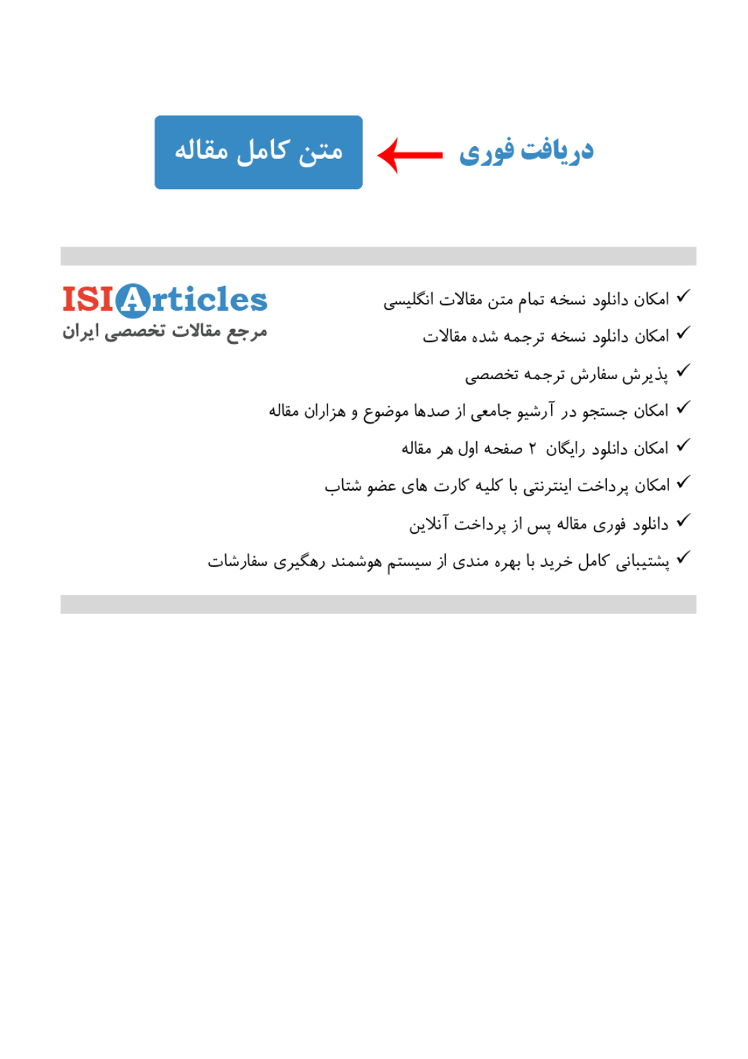دریافت فوری ← **متن کامل مقاله**

**ISIArticles**
مرجع مقالات تخصصی ایران

- ✓ امکان دانلود نسخه تمام متن مقالات انگلیسی
- ✓ امکان دانلود نسخه ترجمه شده مقالات
- ✓ پذیرش سفارش ترجمه تخصصی
- ✓ امکان جستجو در آرشیو جامعی از صدها موضوع و هزاران مقاله
- ✓ امکان دانلود رایگان ۲ صفحه اول هر مقاله
- ✓ امکان پرداخت اینترنتی با کلیه کارت های عضو شتاب
- ✓ دانلود فوری مقاله پس از پرداخت آنلاین
- ✓ پشتیبانی کامل خرید با بهره مندی از سیستم هوشمند رهگیری سفارشات